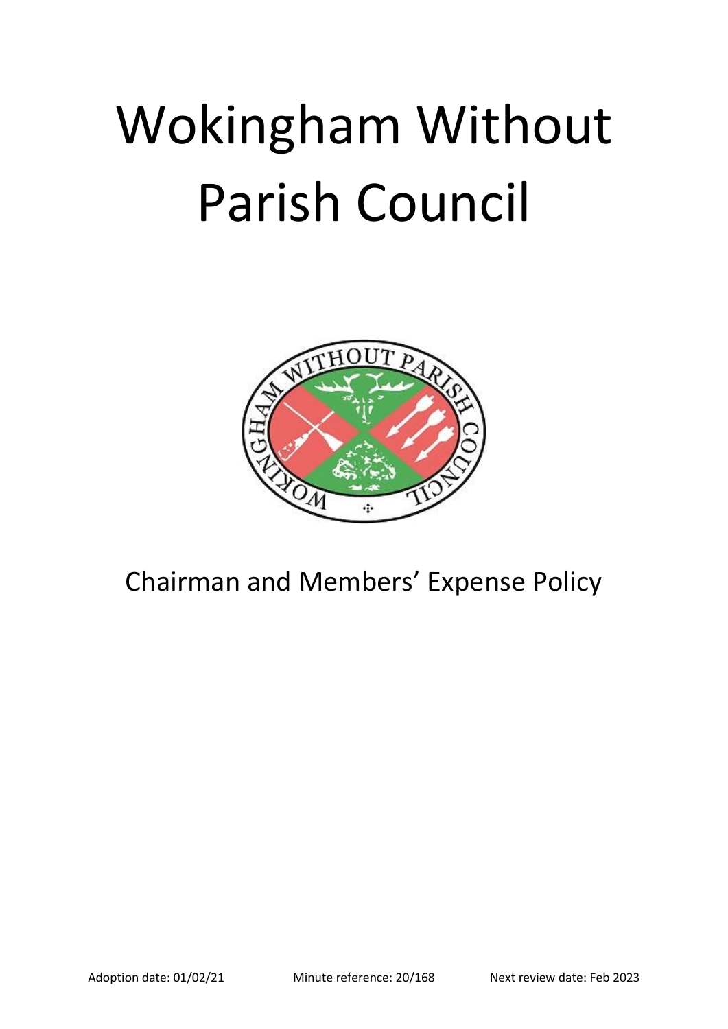# Wokingham Without Parish Council

## Chairman and Members' Expense Policy

Adoption date: 01/02/21 Minute reference: 20/168 Next review date: Feb 2023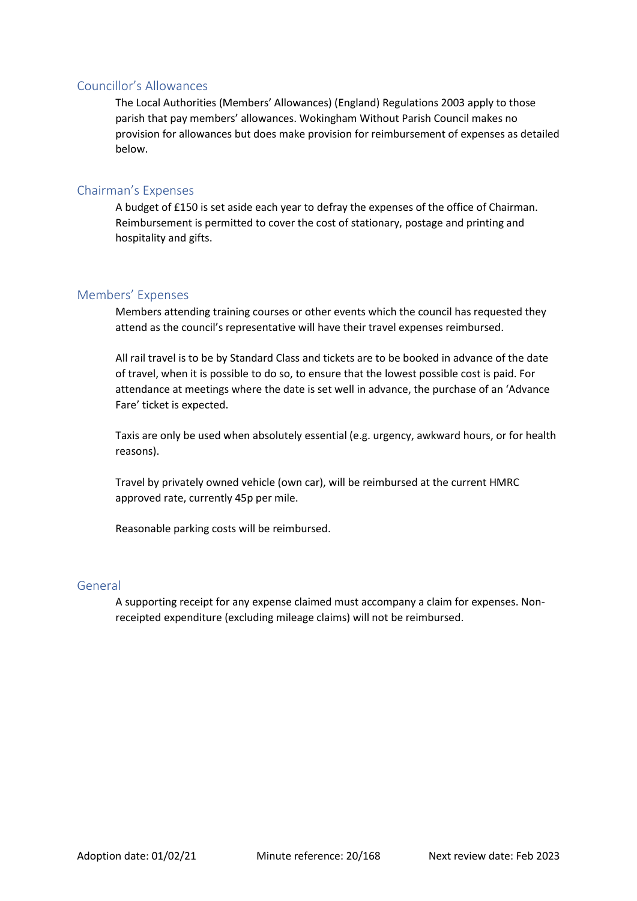## Councillor's Allowances

The Local Authorities (Members' Allowances) (England) Regulations 2003 apply to those parish that pay members' allowances. Wokingham Without Parish Council makes no provision for allowances but does make provision for reimbursement of expenses as detailed below.

## Chairman's Expenses

A budget of £150 is set aside each year to defray the expenses of the office of Chairman. Reimbursement is permitted to cover the cost of stationary, postage and printing and hospitality and gifts.

## Members' Expenses

Members attending training courses or other events which the council has requested they attend as the council's representative will have their travel expenses reimbursed.

All rail travel is to be by Standard Class and tickets are to be booked in advance of the date of travel, when it is possible to do so, to ensure that the lowest possible cost is paid. For attendance at meetings where the date is set well in advance, the purchase of an 'Advance Fare' ticket is expected.

Taxis are only be used when absolutely essential (e.g. urgency, awkward hours, or for health reasons).

Travel by privately owned vehicle (own car), will be reimbursed at the current HMRC approved rate, currently 45p per mile.

Reasonable parking costs will be reimbursed.

## General

A supporting receipt for any expense claimed must accompany a claim for expenses. Non-receipted expenditure (excluding mileage claims) will not be reimbursed.